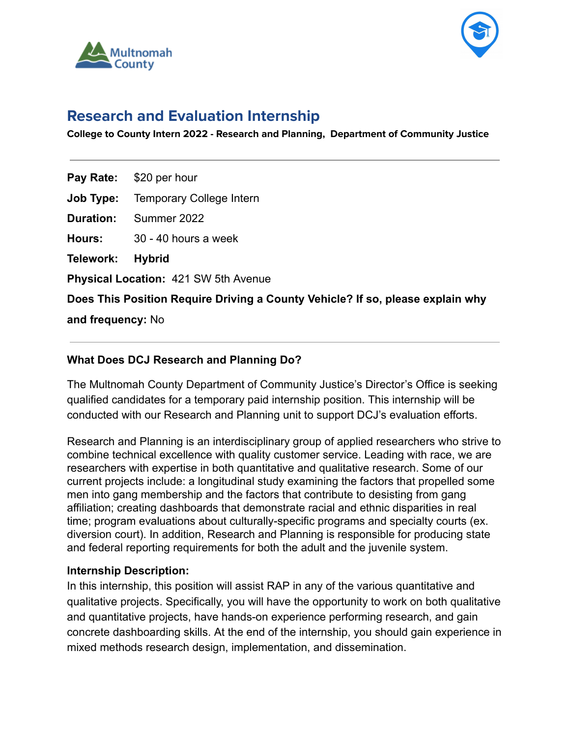# Research and Evaluation Internship

**College to County Intern 2022 - Research and Planning, Department of Community Justice**

---

**Pay Rate:** $20 per hour

**Job Type:** Temporary College Intern

**Duration:** Summer 2022

**Hours:** 30 - 40 hours a week

**Telework:** **Hybrid**

**Physical Location:** 421 SW 5th Avenue

**Does This Position Require Driving a County Vehicle? If so, please explain why and frequency:** No

---

### What Does DCJ Research and Planning Do?

The Multnomah County Department of Community Justice's Director's Office is seeking qualified candidates for a temporary paid internship position. This internship will be conducted with our Research and Planning unit to support DCJ's evaluation efforts.

Research and Planning is an interdisciplinary group of applied researchers who strive to combine technical excellence with quality customer service. Leading with race, we are researchers with expertise in both quantitative and qualitative research. Some of our current projects include: a longitudinal study examining the factors that propelled some men into gang membership and the factors that contribute to desisting from gang affiliation; creating dashboards that demonstrate racial and ethnic disparities in real time; program evaluations about culturally-specific programs and specialty courts (ex. diversion court). In addition, Research and Planning is responsible for producing state and federal reporting requirements for both the adult and the juvenile system.

### Internship Description:

In this internship, this position will assist RAP in any of the various quantitative and qualitative projects. Specifically, you will have the opportunity to work on both qualitative and quantitative projects, have hands-on experience performing research, and gain concrete dashboarding skills. At the end of the internship, you should gain experience in mixed methods research design, implementation, and dissemination.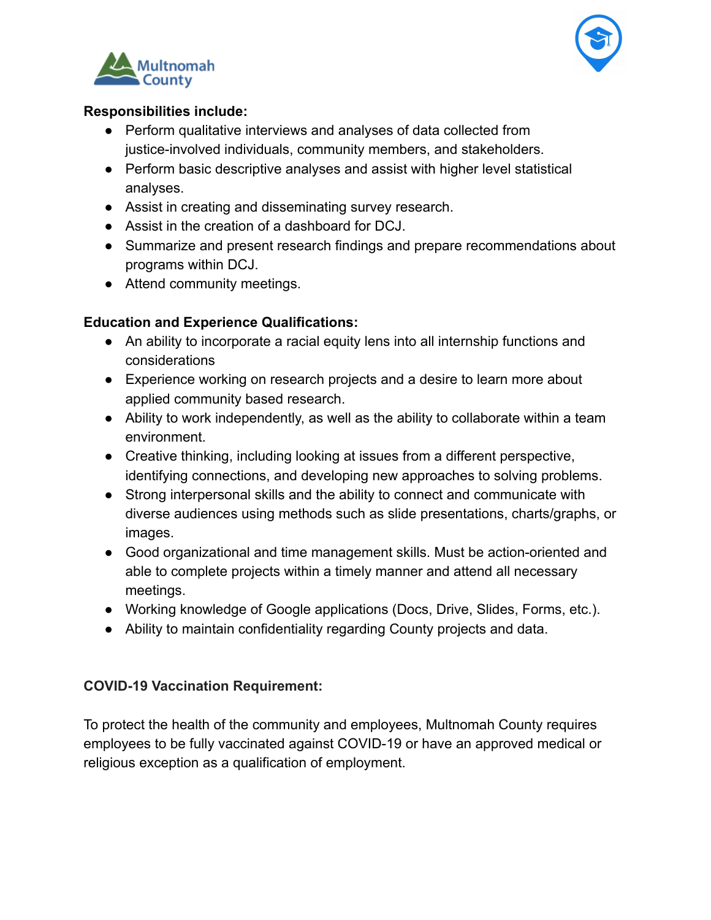**Responsibilities include:**

- Perform qualitative interviews and analyses of data collected from justice-involved individuals, community members, and stakeholders.
- Perform basic descriptive analyses and assist with higher level statistical analyses.
- Assist in creating and disseminating survey research.
- Assist in the creation of a dashboard for DCJ.
- Summarize and present research findings and prepare recommendations about programs within DCJ.
- Attend community meetings.

**Education and Experience Qualifications:**

- An ability to incorporate a racial equity lens into all internship functions and considerations
- Experience working on research projects and a desire to learn more about applied community based research.
- Ability to work independently, as well as the ability to collaborate within a team environment.
- Creative thinking, including looking at issues from a different perspective, identifying connections, and developing new approaches to solving problems.
- Strong interpersonal skills and the ability to connect and communicate with diverse audiences using methods such as slide presentations, charts/graphs, or images.
- Good organizational and time management skills. Must be action-oriented and able to complete projects within a timely manner and attend all necessary meetings.
- Working knowledge of Google applications (Docs, Drive, Slides, Forms, etc.).
- Ability to maintain confidentiality regarding County projects and data.

**COVID-19 Vaccination Requirement:**

To protect the health of the community and employees, Multnomah County requires employees to be fully vaccinated against COVID-19 or have an approved medical or religious exception as a qualification of employment.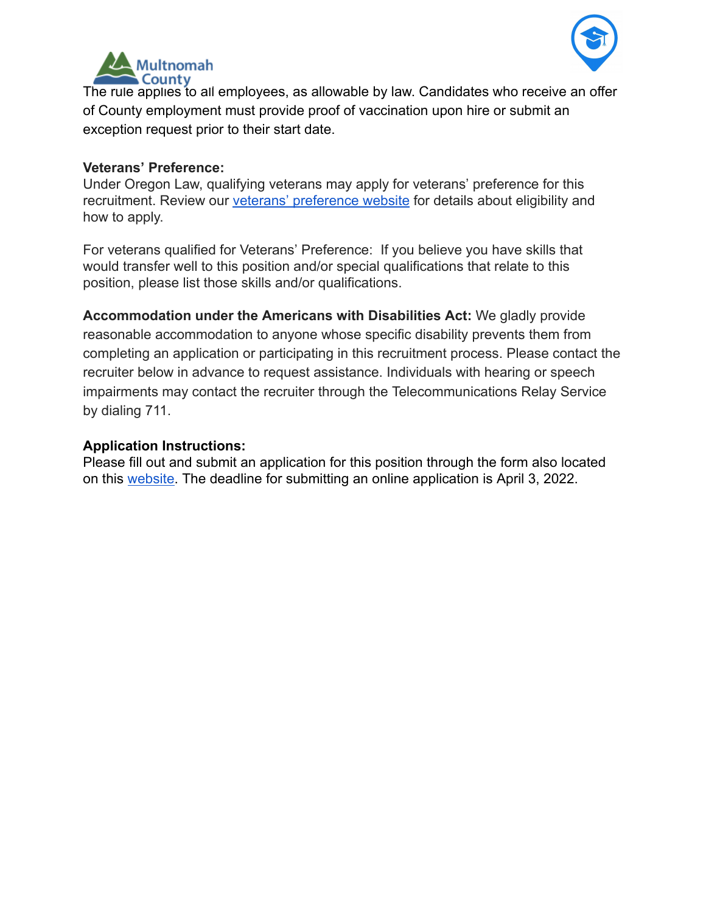The rule applies to all employees, as allowable by law. Candidates who receive an offer of County employment must provide proof of vaccination upon hire or submit an exception request prior to their start date.

**Veterans' Preference:**
Under Oregon Law, qualifying veterans may apply for veterans' preference for this recruitment. Review our veterans' preference website for details about eligibility and how to apply.

For veterans qualified for Veterans' Preference: If you believe you have skills that would transfer well to this position and/or special qualifications that relate to this position, please list those skills and/or qualifications.

**Accommodation under the Americans with Disabilities Act:** We gladly provide reasonable accommodation to anyone whose specific disability prevents them from completing an application or participating in this recruitment process. Please contact the recruiter below in advance to request assistance. Individuals with hearing or speech impairments may contact the recruiter through the Telecommunications Relay Service by dialing 711.

**Application Instructions:**
Please fill out and submit an application for this position through the form also located on this website. The deadline for submitting an online application is April 3, 2022.